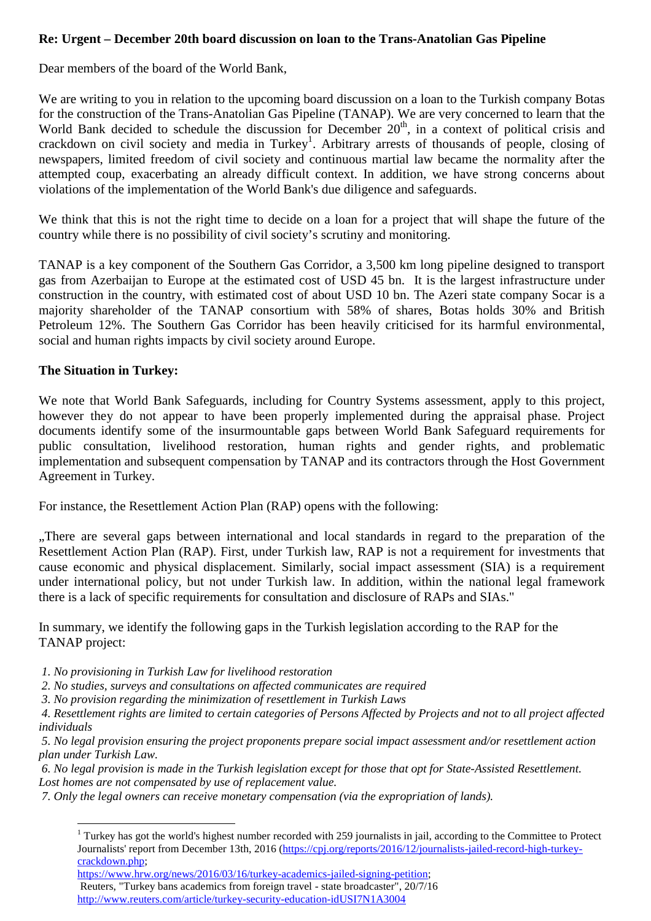**Re: Urgent – December 20th board discussion on loan to the Trans-Anatolian Gas Pipeline**

Dear members of the board of the World Bank,

We are writing to you in relation to the upcoming board discussion on a loan to the Turkish company Botas for the construction of the Trans-Anatolian Gas Pipeline (TANAP). We are very concerned to learn that the World Bank decided to schedule the discussion for December 20th, in a context of political crisis and crackdown on civil society and media in Turkey[1]. Arbitrary arrests of thousands of people, closing of newspapers, limited freedom of civil society and continuous martial law became the normality after the attempted coup, exacerbating an already difficult context. In addition, we have strong concerns about violations of the implementation of the World Bank's due diligence and safeguards.

We think that this is not the right time to decide on a loan for a project that will shape the future of the country while there is no possibility of civil society's scrutiny and monitoring.

TANAP is a key component of the Southern Gas Corridor, a 3,500 km long pipeline designed to transport gas from Azerbaijan to Europe at the estimated cost of USD 45 bn. It is the largest infrastructure under construction in the country, with estimated cost of about USD 10 bn. The Azeri state company Socar is a majority shareholder of the TANAP consortium with 58% of shares, Botas holds 30% and British Petroleum 12%. The Southern Gas Corridor has been heavily criticised for its harmful environmental, social and human rights impacts by civil society around Europe.

**The Situation in Turkey:**

We note that World Bank Safeguards, including for Country Systems assessment, apply to this project, however they do not appear to have been properly implemented during the appraisal phase. Project documents identify some of the insurmountable gaps between World Bank Safeguard requirements for public consultation, livelihood restoration, human rights and gender rights, and problematic implementation and subsequent compensation by TANAP and its contractors through the Host Government Agreement in Turkey.

For instance, the Resettlement Action Plan (RAP) opens with the following:

„There are several gaps between international and local standards in regard to the preparation of the Resettlement Action Plan (RAP). First, under Turkish law, RAP is not a requirement for investments that cause economic and physical displacement. Similarly, social impact assessment (SIA) is a requirement under international policy, but not under Turkish law. In addition, within the national legal framework there is a lack of specific requirements for consultation and disclosure of RAPs and SIAs."

In summary, we identify the following gaps in the Turkish legislation according to the RAP for the TANAP project:

1. *No provisioning in Turkish Law for livelihood restoration*
2. *No studies, surveys and consultations on affected communicates are required*
3. *No provision regarding the minimization of resettlement in Turkish Laws*
4. *Resettlement rights are limited to certain categories of Persons Affected by Projects and not to all project affected individuals*
5. *No legal provision ensuring the project proponents prepare social impact assessment and/or resettlement action plan under Turkish Law.*
6. *No legal provision is made in the Turkish legislation except for those that opt for State-Assisted Resettlement. Lost homes are not compensated by use of replacement value.*
7. *Only the legal owners can receive monetary compensation (via the expropriation of lands).*

---

[1] Turkey has got the world's highest number recorded with 259 journalists in jail, according to the Committee to Protect Journalists' report from December 13th, 2016 (https://cpj.org/reports/2016/12/journalists-jailed-record-high-turkey-crackdown.php; https://www.hrw.org/news/2016/03/16/turkey-academics-jailed-signing-petition; Reuters, "Turkey bans academics from foreign travel - state broadcaster", 20/7/16 http://www.reuters.com/article/turkey-security-education-idUSI7N1A3004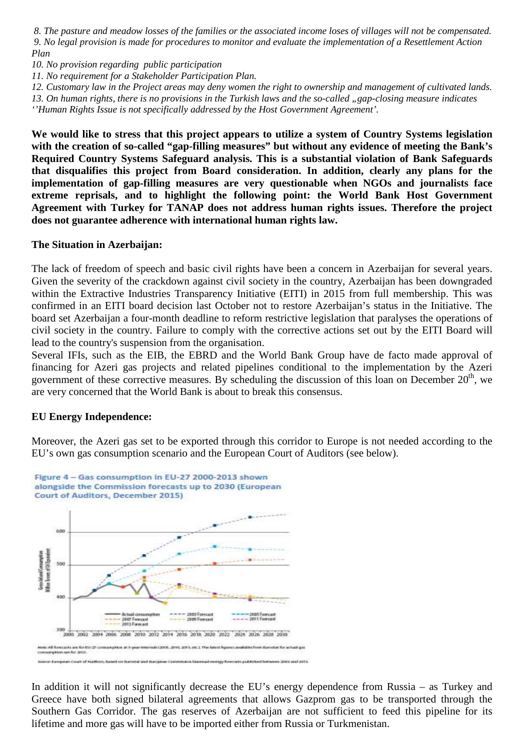*8. The pasture and meadow losses of the families or the associated income loses of villages will not be compensated.*

*9. No legal provision is made for procedures to monitor and evaluate the implementation of a Resettlement Action Plan*

*10. No provision regarding public participation*

*11. No requirement for a Stakeholder Participation Plan.*

*12. Customary law in the Project areas may deny women the right to ownership and management of cultivated lands.*

*13. On human rights, there is no provisions in the Turkish laws and the so-called „gap-closing measure indicates ''Human Rights Issue is not specifically addressed by the Host Government Agreement'.*

**We would like to stress that this project appears to utilize a system of Country Systems legislation with the creation of so-called "gap-filling measures" but without any evidence of meeting the Bank's Required Country Systems Safeguard analysis. This is a substantial violation of Bank Safeguards that disqualifies this project from Board consideration. In addition, clearly any plans for the implementation of gap-filling measures are very questionable when NGOs and journalists face extreme reprisals, and to highlight the following point: the World Bank Host Government Agreement with Turkey for TANAP does not address human rights issues. Therefore the project does not guarantee adherence with international human rights law.**

**The Situation in Azerbaijan:**

The lack of freedom of speech and basic civil rights have been a concern in Azerbaijan for several years. Given the severity of the crackdown against civil society in the country, Azerbaijan has been downgraded within the Extractive Industries Transparency Initiative (EITI) in 2015 from full membership. This was confirmed in an EITI board decision last October not to restore Azerbaijan's status in the Initiative. The board set Azerbaijan a four-month deadline to reform restrictive legislation that paralyses the operations of civil society in the country. Failure to comply with the corrective actions set out by the EITI Board will lead to the country's suspension from the organisation.

Several IFIs, such as the EIB, the EBRD and the World Bank Group have de facto made approval of financing for Azeri gas projects and related pipelines conditional to the implementation by the Azeri government of these corrective measures. By scheduling the discussion of this loan on December 20th, we are very concerned that the World Bank is about to break this consensus.

**EU Energy Independence:**

Moreover, the Azeri gas set to be exported through this corridor to Europe is not needed according to the EU's own gas consumption scenario and the European Court of Auditors (see below).

Figure 4 – Gas consumption in EU-27 2000-2013 shown alongside the Commission forecasts up to 2030 (European Court of Auditors, December 2015)

Note: All forecasts are for EU-27 consumption at 5-year intervals (2005, 2010, 2015, etc.). The latest figures available from Eurostat for actual gas consumption are for 2013.

Source: European Court of Auditors, based on Eurostat and European Commission biannual energy forecasts published between 2003 and 2013.

In addition it will not significantly decrease the EU's energy dependence from Russia – as Turkey and Greece have both signed bilateral agreements that allows Gazprom gas to be transported through the Southern Gas Corridor. The gas reserves of Azerbaijan are not sufficient to feed this pipeline for its lifetime and more gas will have to be imported either from Russia or Turkmenistan.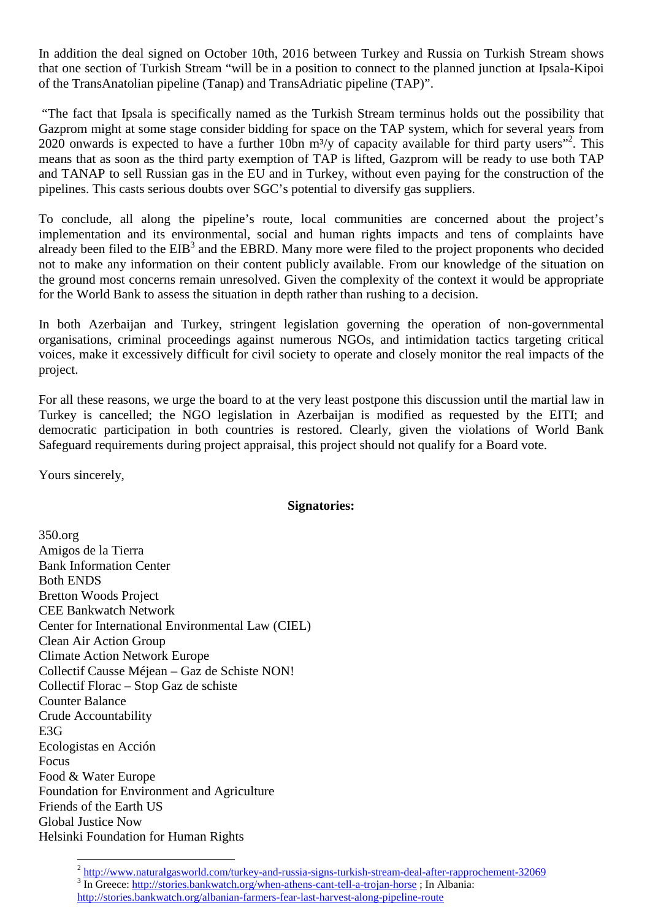In addition the deal signed on October 10th, 2016 between Turkey and Russia on Turkish Stream shows that one section of Turkish Stream "will be in a position to connect to the planned junction at Ipsala-Kipoi of the TransAnatolian pipeline (Tanap) and TransAdriatic pipeline (TAP)".

"The fact that Ipsala is specifically named as the Turkish Stream terminus holds out the possibility that Gazprom might at some stage consider bidding for space on the TAP system, which for several years from 2020 onwards is expected to have a further 10bn m³/y of capacity available for third party users"[2]. This means that as soon as the third party exemption of TAP is lifted, Gazprom will be ready to use both TAP and TANAP to sell Russian gas in the EU and in Turkey, without even paying for the construction of the pipelines. This casts serious doubts over SGC's potential to diversify gas suppliers.

To conclude, all along the pipeline's route, local communities are concerned about the project's implementation and its environmental, social and human rights impacts and tens of complaints have already been filed to the EIB[3] and the EBRD. Many more were filed to the project proponents who decided not to make any information on their content publicly available. From our knowledge of the situation on the ground most concerns remain unresolved. Given the complexity of the context it would be appropriate for the World Bank to assess the situation in depth rather than rushing to a decision.

In both Azerbaijan and Turkey, stringent legislation governing the operation of non-governmental organisations, criminal proceedings against numerous NGOs, and intimidation tactics targeting critical voices, make it excessively difficult for civil society to operate and closely monitor the real impacts of the project.

For all these reasons, we urge the board to at the very least postpone this discussion until the martial law in Turkey is cancelled; the NGO legislation in Azerbaijan is modified as requested by the EITI; and democratic participation in both countries is restored. Clearly, given the violations of World Bank Safeguard requirements during project appraisal, this project should not qualify for a Board vote.

Yours sincerely,

**Signatories:**

350.org
Amigos de la Tierra
Bank Information Center
Both ENDS
Bretton Woods Project
CEE Bankwatch Network
Center for International Environmental Law (CIEL)
Clean Air Action Group
Climate Action Network Europe
Collectif Causse Méjean – Gaz de Schiste NON!
Collectif Florac – Stop Gaz de schiste
Counter Balance
Crude Accountability
E3G
Ecologistas en Acción
Focus
Food & Water Europe
Foundation for Environment and Agriculture
Friends of the Earth US
Global Justice Now
Helsinki Foundation for Human Rights

---

[2] http://www.naturalgasworld.com/turkey-and-russia-signs-turkish-stream-deal-after-rapprochement-32069

[3] In Greece: http://stories.bankwatch.org/when-athens-cant-tell-a-trojan-horse ; In Albania: http://stories.bankwatch.org/albanian-farmers-fear-last-harvest-along-pipeline-route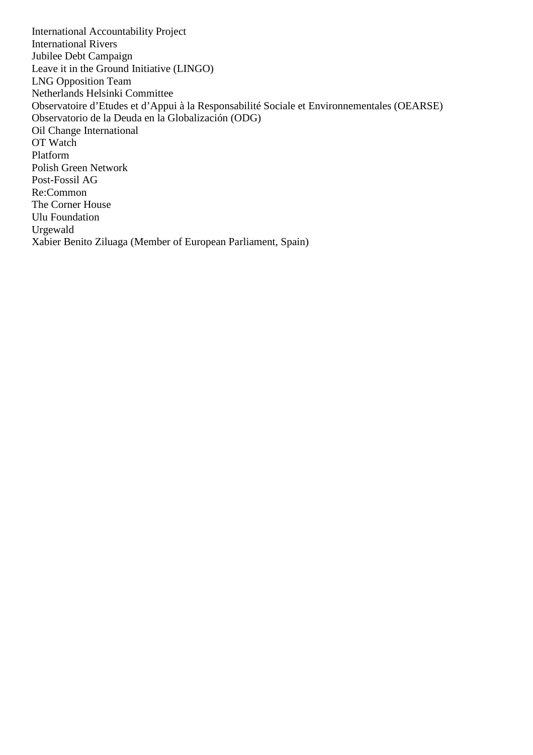International Accountability Project
International Rivers
Jubilee Debt Campaign
Leave it in the Ground Initiative (LINGO)
LNG Opposition Team
Netherlands Helsinki Committee
Observatoire d'Etudes et d'Appui à la Responsabilité Sociale et Environnementales (OEARSE)
Observatorio de la Deuda en la Globalización (ODG)
Oil Change International
OT Watch
Platform
Polish Green Network
Post-Fossil AG
Re:Common
The Corner House
Ulu Foundation
Urgewald
Xabier Benito Ziluaga (Member of European Parliament, Spain)